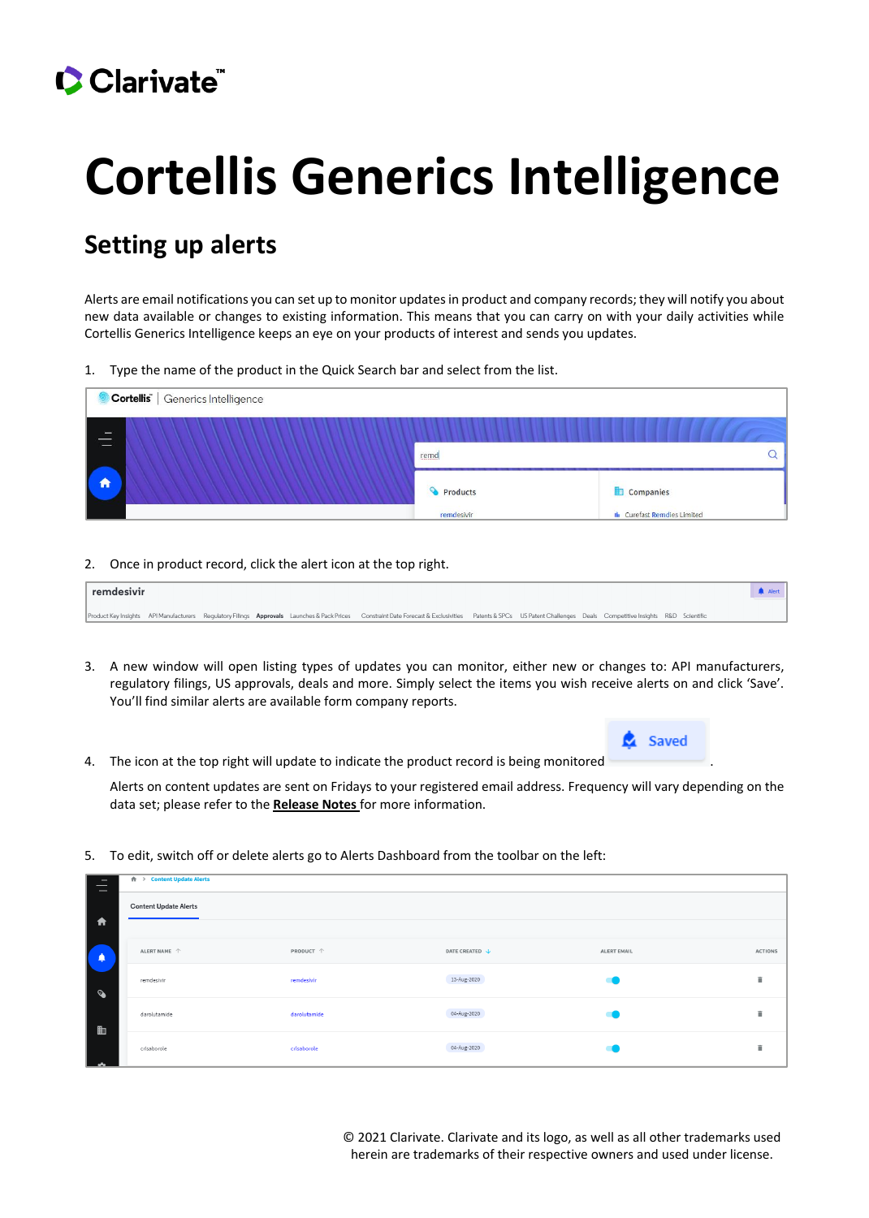# Cortellis Generics Intelligence

## Setting up alerts

Alerts are email notifications you can set up to monitor updates in product and company records; they will notify you about new data available or changes to existing information. This means that you can carry on with your daily activities while Cortellis Generics Intelligence keeps an eye on your products of interest and sends you updates.

1. Type the name of the product in the Quick Search bar and select from the list.

2. Once in product record, click the alert icon at the top right.

3. A new window will open listing types of updates you can monitor, either new or changes to: API manufacturers, regulatory filings, US approvals, deals and more. Simply select the items you wish receive alerts on and click 'Save'. You'll find similar alerts are available form company reports.

4. The icon at the top right will update to indicate the product record is being monitored.

   Alerts on content updates are sent on Fridays to your registered email address. Frequency will vary depending on the data set; please refer to the **Release Notes** for more information.

5. To edit, switch off or delete alerts go to Alerts Dashboard from the toolbar on the left:

© 2021 Clarivate. Clarivate and its logo, as well as all other trademarks used herein are trademarks of their respective owners and used under license.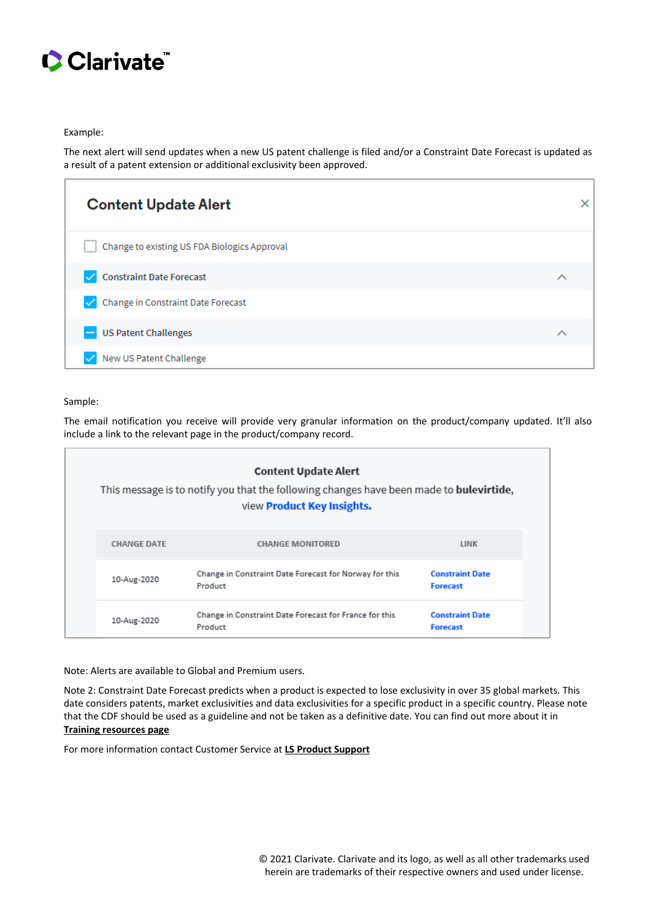Example:

The next alert will send updates when a new US patent challenge is filed and/or a Constraint Date Forecast is updated as a result of a patent extension or additional exclusivity been approved.

**Content Update Alert**

- [ ] Change to existing US FDA Biologics Approval
- [x] Constraint Date Forecast
  - [x] Change in Constraint Date Forecast
- [-] US Patent Challenges
  - [x] New US Patent Challenge

Sample:

The email notification you receive will provide very granular information on the product/company updated. It'll also include a link to the relevant page in the product/company record.

**Content Update Alert**

This message is to notify you that the following changes have been made to **bulevirtide**, view **Product Key Insights.**

| CHANGE DATE | CHANGE MONITORED | LINK |
| --- | --- | --- |
| 10-Aug-2020 | Change in Constraint Date Forecast for Norway for this Product | Constraint Date Forecast |
| 10-Aug-2020 | Change in Constraint Date Forecast for France for this Product | Constraint Date Forecast |

Note: Alerts are available to Global and Premium users.

Note 2: Constraint Date Forecast predicts when a product is expected to lose exclusivity in over 35 global markets. This date considers patents, market exclusivities and data exclusivities for a specific product in a specific country. Please note that the CDF should be used as a guideline and not be taken as a definitive date. You can find out more about it in **Training resources page**

For more information contact Customer Service at **LS Product Support**

© 2021 Clarivate. Clarivate and its logo, as well as all other trademarks used herein are trademarks of their respective owners and used under license.